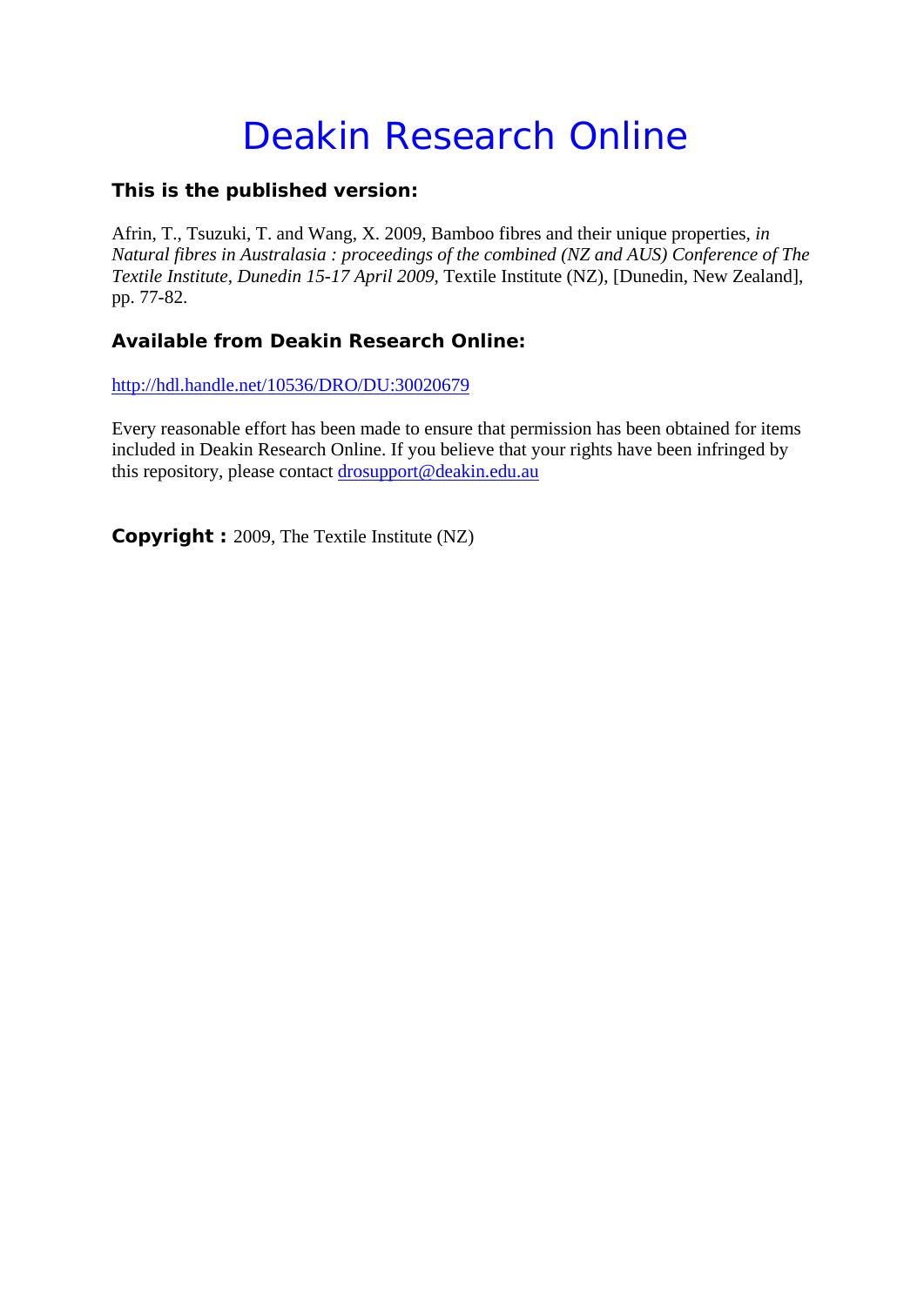# Deakin Research Online

**This is the published version:**

Afrin, T., Tsuzuki, T. and Wang, X. 2009, Bamboo fibres and their unique properties, *in Natural fibres in Australasia : proceedings of the combined (NZ and AUS) Conference of The Textile Institute, Dunedin 15-17 April 2009*, Textile Institute (NZ), [Dunedin, New Zealand], pp. 77-82.

**Available from Deakin Research Online:**

http://hdl.handle.net/10536/DRO/DU:30020679

Every reasonable effort has been made to ensure that permission has been obtained for items included in Deakin Research Online. If you believe that your rights have been infringed by this repository, please contact drosupport@deakin.edu.au

**Copyright :** 2009, The Textile Institute (NZ)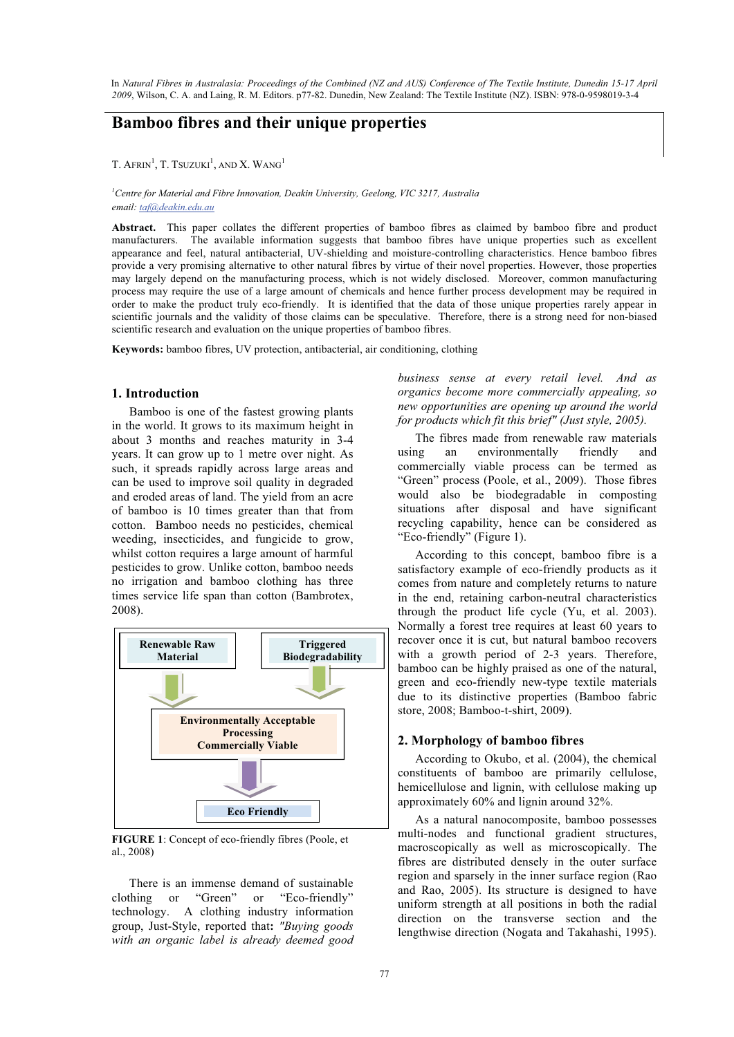In *Natural Fibres in Australasia: Proceedings of the Combined (NZ and AUS) Conference of The Textile Institute, Dunedin 15-17 April 2009*, Wilson, C. A. and Laing, R. M. Editors. p77-82. Dunedin, New Zealand: The Textile Institute (NZ). ISBN: 978-0-9598019-3-4

# Bamboo fibres and their unique properties

T. Afrin[1], T. Tsuzuki[1], and X. Wang[1]

[1]*Centre for Material and Fibre Innovation, Deakin University, Geelong, VIC 3217, Australia*
*email: taf@deakin.edu.au*

**Abstract.** This paper collates the different properties of bamboo fibres as claimed by bamboo fibre and product manufacturers. The available information suggests that bamboo fibres have unique properties such as excellent appearance and feel, natural antibacterial, UV-shielding and moisture-controlling characteristics. Hence bamboo fibres provide a very promising alternative to other natural fibres by virtue of their novel properties. However, those properties may largely depend on the manufacturing process, which is not widely disclosed. Moreover, common manufacturing process may require the use of a large amount of chemicals and hence further process development may be required in order to make the product truly eco-friendly. It is identified that the data of those unique properties rarely appear in scientific journals and the validity of those claims can be speculative. Therefore, there is a strong need for non-biased scientific research and evaluation on the unique properties of bamboo fibres.

**Keywords:** bamboo fibres, UV protection, antibacterial, air conditioning, clothing

## 1. Introduction

Bamboo is one of the fastest growing plants in the world. It grows to its maximum height in about 3 months and reaches maturity in 3-4 years. It can grow up to 1 metre over night. As such, it spreads rapidly across large areas and can be used to improve soil quality in degraded and eroded areas of land. The yield from an acre of bamboo is 10 times greater than that from cotton. Bamboo needs no pesticides, chemical weeding, insecticides, and fungicide to grow, whilst cotton requires a large amount of harmful pesticides to grow. Unlike cotton, bamboo needs no irrigation and bamboo clothing has three times service life span than cotton (Bambrotex, 2008).

Renewable Raw Material → Environmentally Acceptable Processing Commercially Viable ← Triggered Biodegradability

Environmentally Acceptable Processing Commercially Viable → Eco Friendly

**FIGURE 1**: Concept of eco-friendly fibres (Poole, et al., 2008)

There is an immense demand of sustainable clothing or "Green" or "Eco-friendly" technology. A clothing industry information group, Just-Style, reported that: *"Buying goods with an organic label is already deemed good business sense at every retail level. And as organics become more commercially appealing, so new opportunities are opening up around the world for products which fit this brief" (Just style, 2005).*

The fibres made from renewable raw materials using an environmentally friendly and commercially viable process can be termed as "Green" process (Poole, et al., 2009). Those fibres would also be biodegradable in composting situations after disposal and have significant recycling capability, hence can be considered as "Eco-friendly" (Figure 1).

According to this concept, bamboo fibre is a satisfactory example of eco-friendly products as it comes from nature and completely returns to nature in the end, retaining carbon-neutral characteristics through the product life cycle (Yu, et al. 2003). Normally a forest tree requires at least 60 years to recover once it is cut, but natural bamboo recovers with a growth period of 2-3 years. Therefore, bamboo can be highly praised as one of the natural, green and eco-friendly new-type textile materials due to its distinctive properties (Bamboo fabric store, 2008; Bamboo-t-shirt, 2009).

## 2. Morphology of bamboo fibres

According to Okubo, et al. (2004), the chemical constituents of bamboo are primarily cellulose, hemicellulose and lignin, with cellulose making up approximately 60% and lignin around 32%.

As a natural nanocomposite, bamboo possesses multi-nodes and functional gradient structures, macroscopically as well as microscopically. The fibres are distributed densely in the outer surface region and sparsely in the inner surface region (Rao and Rao, 2005). Its structure is designed to have uniform strength at all positions in both the radial direction on the transverse section and the lengthwise direction (Nogata and Takahashi, 1995).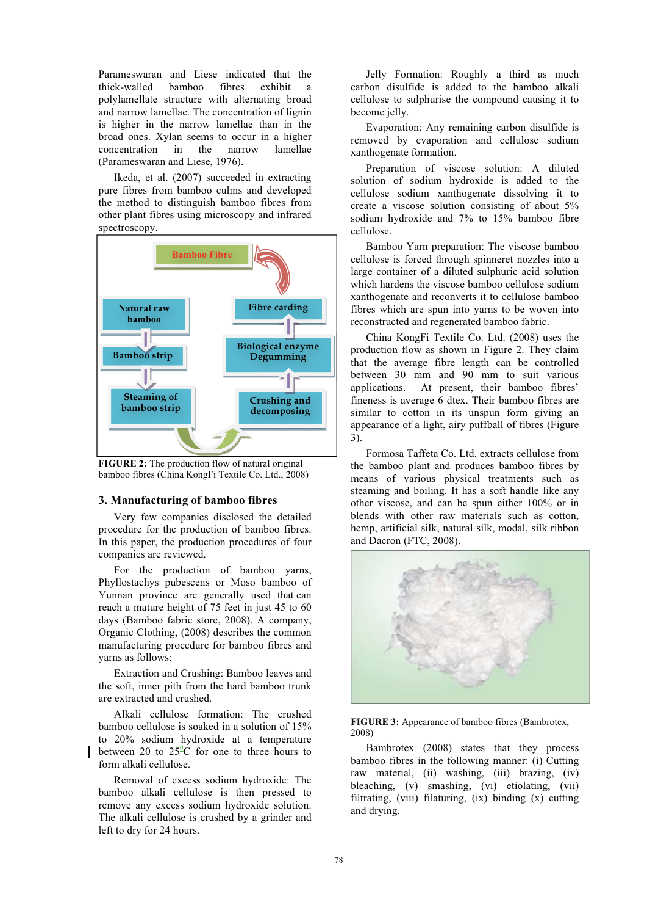Parameswaran and Liese indicated that the thick-walled bamboo fibres exhibit a polylamellate structure with alternating broad and narrow lamellae. The concentration of lignin is higher in the narrow lamellae than in the broad ones. Xylan seems to occur in a higher concentration in the narrow lamellae (Parameswaran and Liese, 1976).

Ikeda, et al. (2007) succeeded in extracting pure fibres from bamboo culms and developed the method to distinguish bamboo fibres from other plant fibres using microscopy and infrared spectroscopy.

**FIGURE 2:** The production flow of natural original bamboo fibres (China KongFi Textile Co. Ltd., 2008)

## 3. Manufacturing of bamboo fibres

Very few companies disclosed the detailed procedure for the production of bamboo fibres. In this paper, the production procedures of four companies are reviewed.

For the production of bamboo yarns, Phyllostachys pubescens or Moso bamboo of Yunnan province are generally used that can reach a mature height of 75 feet in just 45 to 60 days (Bamboo fabric store, 2008). A company, Organic Clothing, (2008) describes the common manufacturing procedure for bamboo fibres and yarns as follows:

Extraction and Crushing: Bamboo leaves and the soft, inner pith from the hard bamboo trunk are extracted and crushed.

Alkali cellulose formation: The crushed bamboo cellulose is soaked in a solution of 15% to 20% sodium hydroxide at a temperature between 20 to 25$^{0}$C for one to three hours to form alkali cellulose.

Removal of excess sodium hydroxide: The bamboo alkali cellulose is then pressed to remove any excess sodium hydroxide solution. The alkali cellulose is crushed by a grinder and left to dry for 24 hours.

Jelly Formation: Roughly a third as much carbon disulfide is added to the bamboo alkali cellulose to sulphurise the compound causing it to become jelly.

Evaporation: Any remaining carbon disulfide is removed by evaporation and cellulose sodium xanthogenate formation.

Preparation of viscose solution: A diluted solution of sodium hydroxide is added to the cellulose sodium xanthogenate dissolving it to create a viscose solution consisting of about 5% sodium hydroxide and 7% to 15% bamboo fibre cellulose.

Bamboo Yarn preparation: The viscose bamboo cellulose is forced through spinneret nozzles into a large container of a diluted sulphuric acid solution which hardens the viscose bamboo cellulose sodium xanthogenate and reconverts it to cellulose bamboo fibres which are spun into yarns to be woven into reconstructed and regenerated bamboo fabric.

China KongFi Textile Co. Ltd. (2008) uses the production flow as shown in Figure 2. They claim that the average fibre length can be controlled between 30 mm and 90 mm to suit various applications. At present, their bamboo fibres' fineness is average 6 dtex. Their bamboo fibres are similar to cotton in its unspun form giving an appearance of a light, airy puffball of fibres (Figure 3).

Formosa Taffeta Co. Ltd. extracts cellulose from the bamboo plant and produces bamboo fibres by means of various physical treatments such as steaming and boiling. It has a soft handle like any other viscose, and can be spun either 100% or in blends with other raw materials such as cotton, hemp, artificial silk, natural silk, modal, silk ribbon and Dacron (FTC, 2008).

**FIGURE 3:** Appearance of bamboo fibres (Bambrotex, 2008)

Bambrotex (2008) states that they process bamboo fibres in the following manner: (i) Cutting raw material, (ii) washing, (iii) brazing, (iv) bleaching, (v) smashing, (vi) etiolating, (vii) filtrating, (viii) filaturing, (ix) binding (x) cutting and drying.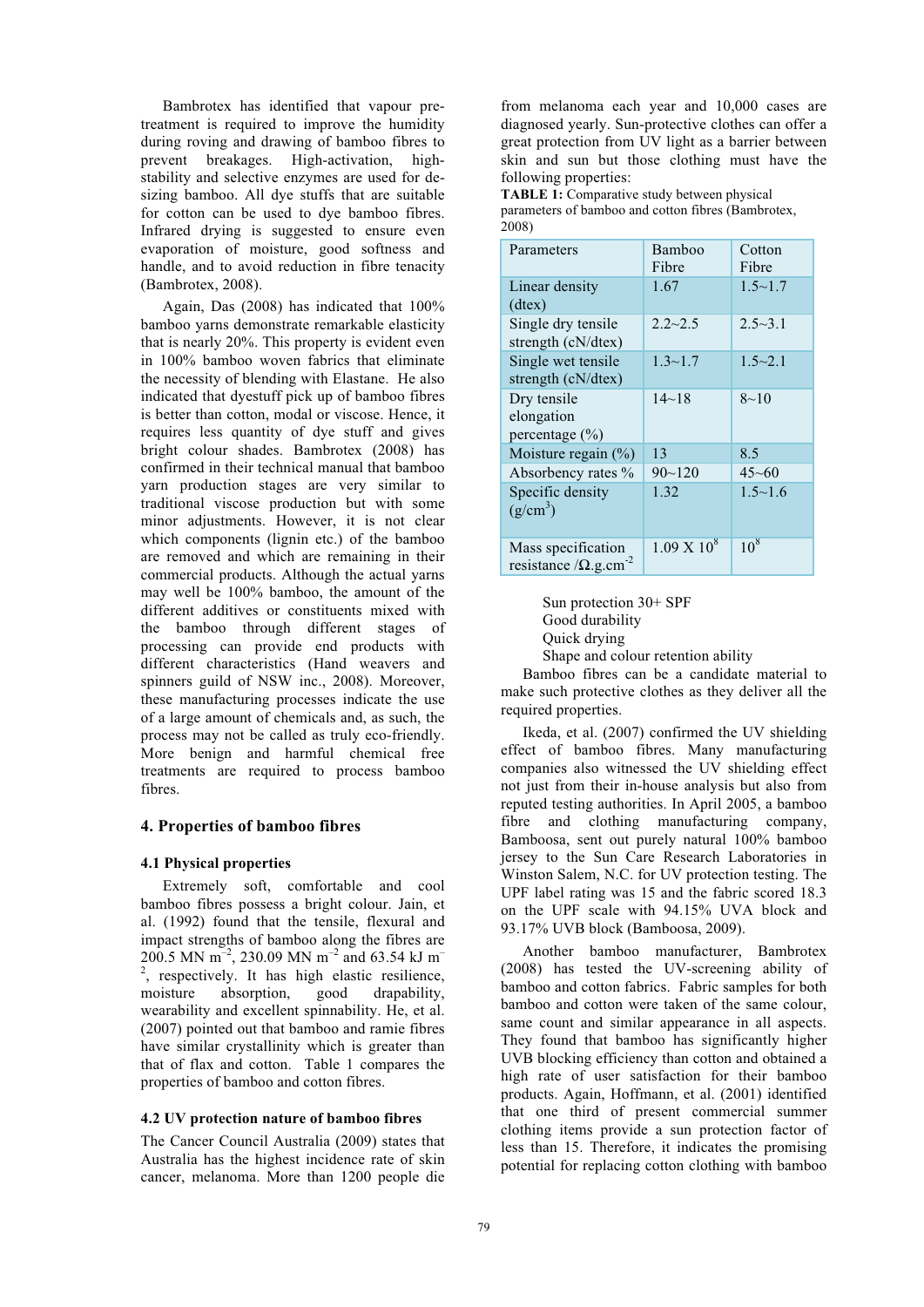Bambrotex has identified that vapour pre-treatment is required to improve the humidity during roving and drawing of bamboo fibres to prevent breakages. High-activation, high-stability and selective enzymes are used for de-sizing bamboo. All dye stuffs that are suitable for cotton can be used to dye bamboo fibres. Infrared drying is suggested to ensure even evaporation of moisture, good softness and handle, and to avoid reduction in fibre tenacity (Bambrotex, 2008).

Again, Das (2008) has indicated that 100% bamboo yarns demonstrate remarkable elasticity that is nearly 20%. This property is evident even in 100% bamboo woven fabrics that eliminate the necessity of blending with Elastane. He also indicated that dyestuff pick up of bamboo fibres is better than cotton, modal or viscose. Hence, it requires less quantity of dye stuff and gives bright colour shades. Bambrotex (2008) has confirmed in their technical manual that bamboo yarn production stages are very similar to traditional viscose production but with some minor adjustments. However, it is not clear which components (lignin etc.) of the bamboo are removed and which are remaining in their commercial products. Although the actual yarns may well be 100% bamboo, the amount of the different additives or constituents mixed with the bamboo through different stages of processing can provide end products with different characteristics (Hand weavers and spinners guild of NSW inc., 2008). Moreover, these manufacturing processes indicate the use of a large amount of chemicals and, as such, the process may not be called as truly eco-friendly. More benign and harmful chemical free treatments are required to process bamboo fibres.

## 4. Properties of bamboo fibres

### 4.1 Physical properties

Extremely soft, comfortable and cool bamboo fibres possess a bright colour. Jain, et al. (1992) found that the tensile, flexural and impact strengths of bamboo along the fibres are 200.5 MN $m^{-2}$, 230.09 MN $m^{-2}$ and 63.54 kJ $m^{-2}$, respectively. It has high elastic resilience, moisture absorption, good drapability, wearability and excellent spinnability. He, et al. (2007) pointed out that bamboo and ramie fibres have similar crystallinity which is greater than that of flax and cotton. Table 1 compares the properties of bamboo and cotton fibres.

### 4.2 UV protection nature of bamboo fibres

The Cancer Council Australia (2009) states that Australia has the highest incidence rate of skin cancer, melanoma. More than 1200 people die from melanoma each year and 10,000 cases are diagnosed yearly. Sun-protective clothes can offer a great protection from UV light as a barrier between skin and sun but those clothing must have the following properties:

**TABLE 1:** Comparative study between physical parameters of bamboo and cotton fibres (Bambrotex, 2008)

| Parameters | Bamboo Fibre | Cotton Fibre |
|---|---|---|
| Linear density (dtex) | 1.67 | 1.5~1.7 |
| Single dry tensile strength (cN/dtex) | 2.2~2.5 | 2.5~3.1 |
| Single wet tensile strength (cN/dtex) | 1.3~1.7 | 1.5~2.1 |
| Dry tensile elongation percentage (%) | 14~18 | 8~10 |
| Moisture regain (%) | 13 | 8.5 |
| Absorbency rates % | 90~120 | 45~60 |
| Specific density ($g/cm^3$) | 1.32 | 1.5~1.6 |
| Mass specification resistance /$\Omega$.g.$cm^{-2}$ | 1.09 X $10^8$ | $10^8$ |

- Sun protection 30+ SPF
- Good durability
- Quick drying
- Shape and colour retention ability

Bamboo fibres can be a candidate material to make such protective clothes as they deliver all the required properties.

Ikeda, et al. (2007) confirmed the UV shielding effect of bamboo fibres. Many manufacturing companies also witnessed the UV shielding effect not just from their in-house analysis but also from reputed testing authorities. In April 2005, a bamboo fibre and clothing manufacturing company, Bamboosa, sent out purely natural 100% bamboo jersey to the Sun Care Research Laboratories in Winston Salem, N.C. for UV protection testing. The UPF label rating was 15 and the fabric scored 18.3 on the UPF scale with 94.15% UVA block and 93.17% UVB block (Bamboosa, 2009).

Another bamboo manufacturer, Bambrotex (2008) has tested the UV-screening ability of bamboo and cotton fabrics. Fabric samples for both bamboo and cotton were taken of the same colour, same count and similar appearance in all aspects. They found that bamboo has significantly higher UVB blocking efficiency than cotton and obtained a high rate of user satisfaction for their bamboo products. Again, Hoffmann, et al. (2001) identified that one third of present commercial summer clothing items provide a sun protection factor of less than 15. Therefore, it indicates the promising potential for replacing cotton clothing with bamboo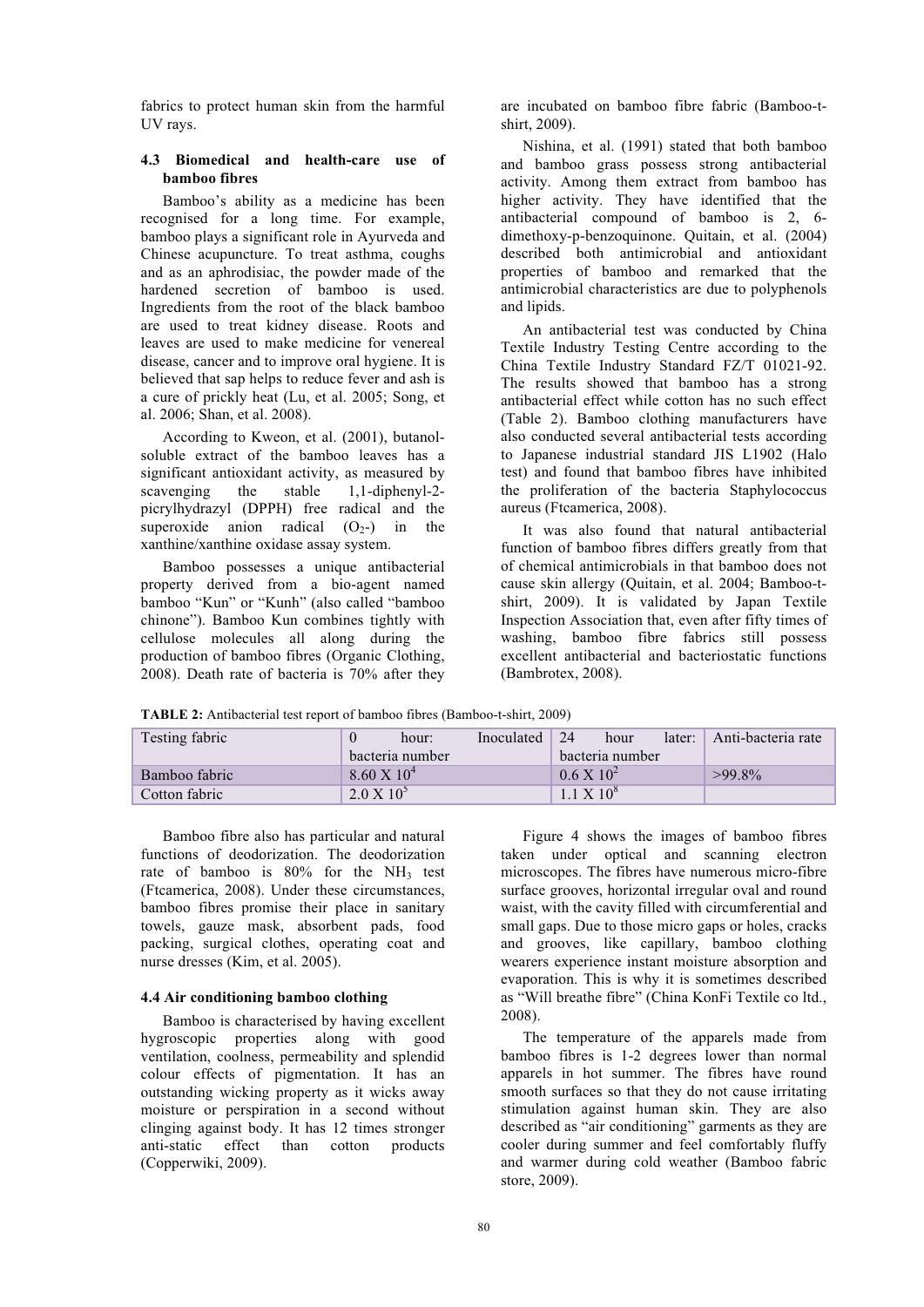fabrics to protect human skin from the harmful UV rays.

### 4.3 Biomedical and health-care use of bamboo fibres

Bamboo's ability as a medicine has been recognised for a long time. For example, bamboo plays a significant role in Ayurveda and Chinese acupuncture. To treat asthma, coughs and as an aphrodisiac, the powder made of the hardened secretion of bamboo is used. Ingredients from the root of the black bamboo are used to treat kidney disease. Roots and leaves are used to make medicine for venereal disease, cancer and to improve oral hygiene. It is believed that sap helps to reduce fever and ash is a cure of prickly heat (Lu, et al. 2005; Song, et al. 2006; Shan, et al. 2008).

According to Kweon, et al. (2001), butanol-soluble extract of the bamboo leaves has a significant antioxidant activity, as measured by scavenging the stable 1,1-diphenyl-2-picrylhydrazyl (DPPH) free radical and the superoxide anion radical ($O_2$-) in the xanthine/xanthine oxidase assay system.

Bamboo possesses a unique antibacterial property derived from a bio-agent named bamboo "Kun" or "Kunh" (also called "bamboo chinone"). Bamboo Kun combines tightly with cellulose molecules all along during the production of bamboo fibres (Organic Clothing, 2008). Death rate of bacteria is 70% after they are incubated on bamboo fibre fabric (Bamboo-t-shirt, 2009).

Nishina, et al. (1991) stated that both bamboo and bamboo grass possess strong antibacterial activity. Among them extract from bamboo has higher activity. They have identified that the antibacterial compound of bamboo is 2, 6-dimethoxy-p-benzoquinone. Quitain, et al. (2004) described both antimicrobial and antioxidant properties of bamboo and remarked that the antimicrobial characteristics are due to polyphenols and lipids.

An antibacterial test was conducted by China Textile Industry Testing Centre according to the China Textile Industry Standard FZ/T 01021-92. The results showed that bamboo has a strong antibacterial effect while cotton has no such effect (Table 2). Bamboo clothing manufacturers have also conducted several antibacterial tests according to Japanese industrial standard JIS L1902 (Halo test) and found that bamboo fibres have inhibited the proliferation of the bacteria Staphylococcus aureus (Ftcamerica, 2008).

It was also found that natural antibacterial function of bamboo fibres differs greatly from that of chemical antimicrobials in that bamboo does not cause skin allergy (Quitain, et al. 2004; Bamboo-t-shirt, 2009). It is validated by Japan Textile Inspection Association that, even after fifty times of washing, bamboo fibre fabrics still possess excellent antibacterial and bacteriostatic functions (Bambrotex, 2008).

**TABLE 2:** Antibacterial test report of bamboo fibres (Bamboo-t-shirt, 2009)

| Testing fabric | 0 hour: Inoculated bacteria number | 24 hour later: bacteria number | Anti-bacteria rate |
|---|---|---|---|
| Bamboo fabric | $8.60 \times 10^4$ | $0.6 \times 10^2$ | >99.8% |
| Cotton fabric | $2.0 \times 10^5$ | $1.1 \times 10^8$ | |

Bamboo fibre also has particular and natural functions of deodorization. The deodorization rate of bamboo is 80% for the $NH_3$ test (Ftcamerica, 2008). Under these circumstances, bamboo fibres promise their place in sanitary towels, gauze mask, absorbent pads, food packing, surgical clothes, operating coat and nurse dresses (Kim, et al. 2005).

### 4.4 Air conditioning bamboo clothing

Bamboo is characterised by having excellent hygroscopic properties along with good ventilation, coolness, permeability and splendid colour effects of pigmentation. It has an outstanding wicking property as it wicks away moisture or perspiration in a second without clinging against body. It has 12 times stronger anti-static effect than cotton products (Copperwiki, 2009).

Figure 4 shows the images of bamboo fibres taken under optical and scanning electron microscopes. The fibres have numerous micro-fibre surface grooves, horizontal irregular oval and round waist, with the cavity filled with circumferential and small gaps. Due to those micro gaps or holes, cracks and grooves, like capillary, bamboo clothing wearers experience instant moisture absorption and evaporation. This is why it is sometimes described as "Will breathe fibre" (China KonFi Textile co ltd., 2008).

The temperature of the apparels made from bamboo fibres is 1-2 degrees lower than normal apparels in hot summer. The fibres have round smooth surfaces so that they do not cause irritating stimulation against human skin. They are also described as "air conditioning" garments as they are cooler during summer and feel comfortably fluffy and warmer during cold weather (Bamboo fabric store, 2009).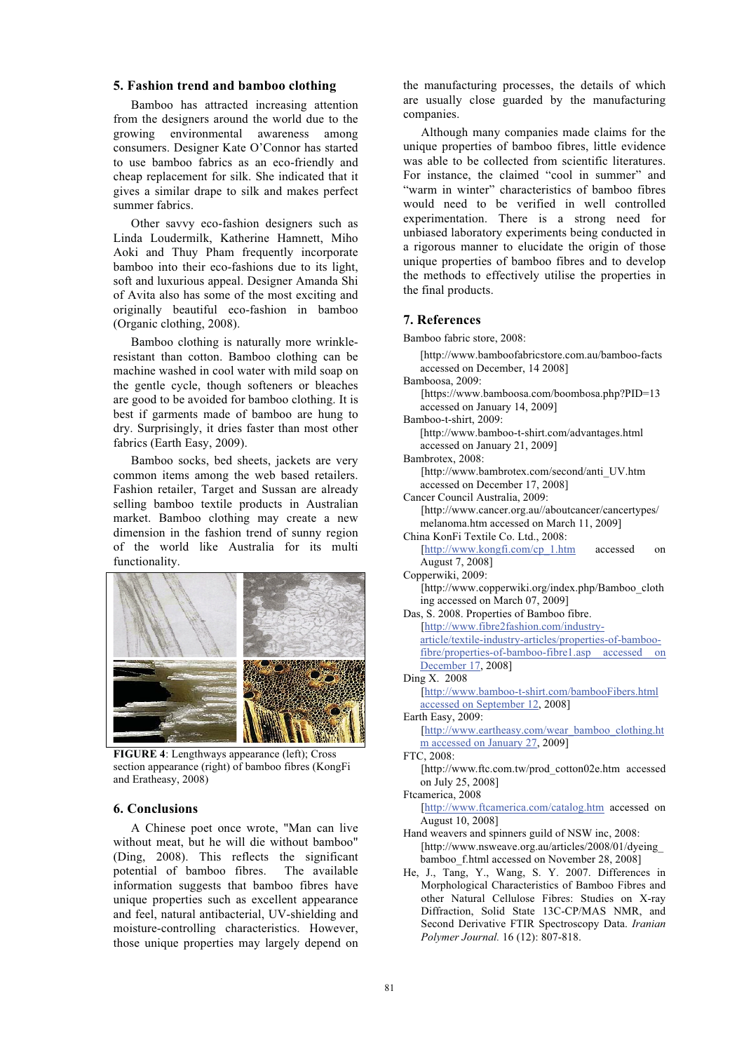## 5. Fashion trend and bamboo clothing

Bamboo has attracted increasing attention from the designers around the world due to the growing environmental awareness among consumers. Designer Kate O'Connor has started to use bamboo fabrics as an eco-friendly and cheap replacement for silk. She indicated that it gives a similar drape to silk and makes perfect summer fabrics.

Other savvy eco-fashion designers such as Linda Loudermilk, Katherine Hamnett, Miho Aoki and Thuy Pham frequently incorporate bamboo into their eco-fashions due to its light, soft and luxurious appeal. Designer Amanda Shi of Avita also has some of the most exciting and originally beautiful eco-fashion in bamboo (Organic clothing, 2008).

Bamboo clothing is naturally more wrinkle-resistant than cotton. Bamboo clothing can be machine washed in cool water with mild soap on the gentle cycle, though softeners or bleaches are good to be avoided for bamboo clothing. It is best if garments made of bamboo are hung to dry. Surprisingly, it dries faster than most other fabrics (Earth Easy, 2009).

Bamboo socks, bed sheets, jackets are very common items among the web based retailers. Fashion retailer, Target and Sussan are already selling bamboo textile products in Australian market. Bamboo clothing may create a new dimension in the fashion trend of sunny region of the world like Australia for its multi functionality.

**FIGURE 4**: Lengthways appearance (left); Cross section appearance (right) of bamboo fibres (KongFi and Eratheasy, 2008)

## 6. Conclusions

A Chinese poet once wrote, "Man can live without meat, but he will die without bamboo" (Ding, 2008). This reflects the significant potential of bamboo fibres. The available information suggests that bamboo fibres have unique properties such as excellent appearance and feel, natural antibacterial, UV-shielding and moisture-controlling characteristics. However, those unique properties may largely depend on the manufacturing processes, the details of which are usually close guarded by the manufacturing companies.

Although many companies made claims for the unique properties of bamboo fibres, little evidence was able to be collected from scientific literatures. For instance, the claimed "cool in summer" and "warm in winter" characteristics of bamboo fibres would need to be verified in well controlled experimentation. There is a strong need for unbiased laboratory experiments being conducted in a rigorous manner to elucidate the origin of those unique properties of bamboo fibres and to develop the methods to effectively utilise the properties in the final products.

## 7. References

Bamboo fabric store, 2008:
[http://www.bamboofabricstore.com.au/bamboo-facts accessed on December, 14 2008]

Bamboosa, 2009:
[https://www.bamboosa.com/boombosa.php?PID=13 accessed on January 14, 2009]

Bamboo-t-shirt, 2009:
[http://www.bamboo-t-shirt.com/advantages.html accessed on January 21, 2009]

Bambrotex, 2008:
[http://www.bambrotex.com/second/anti_UV.htm accessed on December 17, 2008]

Cancer Council Australia, 2009:
[http://www.cancer.org.au//aboutcancer/cancertypes/melanoma.htm accessed on March 11, 2009]

China KonFi Textile Co. Ltd., 2008:
[http://www.kongfi.com/cp_1.htm accessed on August 7, 2008]

Copperwiki, 2009:
[http://www.copperwiki.org/index.php/Bamboo_clothing accessed on March 07, 2009]

Das, S. 2008. Properties of Bamboo fibre.
[http://www.fibre2fashion.com/industry-article/textile-industry-articles/properties-of-bamboo-fibre/properties-of-bamboo-fibre1.asp accessed on December 17, 2008]

Ding X. 2008
[http://www.bamboo-t-shirt.com/bambooFibers.html accessed on September 12, 2008]

Earth Easy, 2009:
[http://www.eartheasy.com/wear_bamboo_clothing.htm accessed on January 27, 2009]

FTC, 2008:
[http://www.ftc.com.tw/prod_cotton02e.htm accessed on July 25, 2008]

Ftcamerica, 2008
[http://www.ftcamerica.com/catalog.htm accessed on August 10, 2008]

Hand weavers and spinners guild of NSW inc, 2008:
[http://www.nsweave.org.au/articles/2008/01/dyeing_bamboo_f.html accessed on November 28, 2008]

He, J., Tang, Y., Wang, S. Y. 2007. Differences in Morphological Characteristics of Bamboo Fibres and other Natural Cellulose Fibres: Studies on X-ray Diffraction, Solid State 13C-CP/MAS NMR, and Second Derivative FTIR Spectroscopy Data. *Iranian Polymer Journal.* 16 (12): 807-818.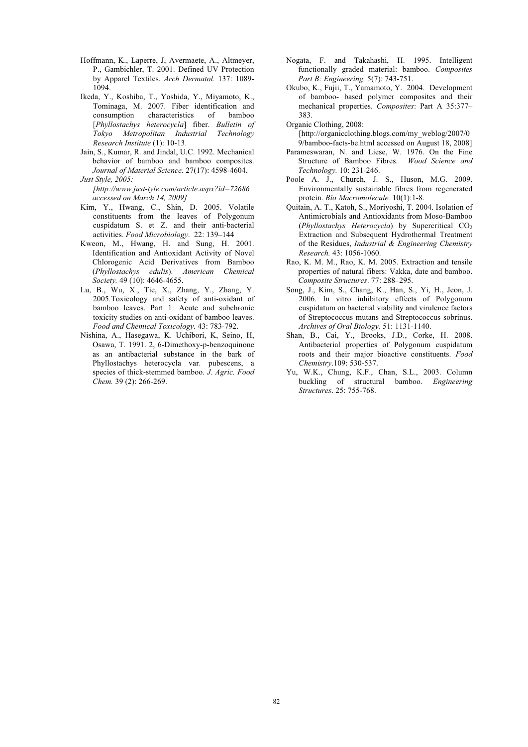Hoffmann, K., Laperre, J, Avermaete, A., Altmeyer, P., Gambichler, T. 2001. Defined UV Protection by Apparel Textiles. *Arch Dermatol.* 137: 1089-1094.

Ikeda, Y., Koshiba, T., Yoshida, Y., Miyamoto, K., Tominaga, M. 2007. Fiber identification and consumption characteristics of bamboo [*Phyllostachys heterocycla*] fiber. *Bulletin of Tokyo Metropolitan Industrial Technology Research Institute* (1): 10-13.

Jain, S., Kumar, R. and Jindal, U.C. 1992. Mechanical behavior of bamboo and bamboo composites. *Journal of Material Science.* 27(17): 4598-4604.

*Just Style, 2005: [http://www.just-tyle.com/article.aspx?id=72686 accessed on March 14, 2009]*

Kim, Y., Hwang, C., Shin, D. 2005. Volatile constituents from the leaves of Polygonum cuspidatum S. et Z. and their anti-bacterial activities. *Food Microbiology*. 22: 139–144

Kweon, M., Hwang, H. and Sung, H. 2001. Identification and Antioxidant Activity of Novel Chlorogenic Acid Derivatives from Bamboo (*Phyllostachys edulis*). *American Chemical Society.* 49 (10): 4646-4655.

Lu, B., Wu, X., Tie, X., Zhang, Y., Zhang, Y. 2005.Toxicology and safety of anti-oxidant of bamboo leaves. Part 1: Acute and subchronic toxicity studies on anti-oxidant of bamboo leaves. *Food and Chemical Toxicology.* 43: 783-792.

Nishina, A., Hasegawa, K. Uchibori, K, Seino, H, Osawa, T. 1991. 2, 6-Dimethoxy-p-benzoquinone as an antibacterial substance in the bark of Phyllostachys heterocycla var. pubescens, a species of thick-stemmed bamboo. *J. Agric. Food Chem.* 39 (2): 266-269.

Nogata, F. and Takahashi, H. 1995. Intelligent functionally graded material: bamboo. *Composites Part B: Engineering.* 5(7): 743-751.

Okubo, K., Fujii, T., Yamamoto, Y. 2004. Development of bamboo- based polymer composites and their mechanical properties. *Composites*: Part A 35:377–383.

Organic Clothing, 2008: [http://organicclothing.blogs.com/my_weblog/2007/09/bamboo-facts-be.html accessed on August 18, 2008]

Parameswaran, N. and Liese, W. 1976. On the Fine Structure of Bamboo Fibres. *Wood Science and Technology.* 10: 231-246.

Poole A. J., Church, J. S., Huson, M.G. 2009. Environmentally sustainable fibres from regenerated protein. *Bio Macromolecule.* 10(1):1-8.

Quitain, A. T., Katoh, S., Moriyoshi, T. 2004. Isolation of Antimicrobials and Antioxidants from Moso-Bamboo (*Phyllostachys Heterocycla*) by Supercritical $CO_2$ Extraction and Subsequent Hydrothermal Treatment of the Residues, *Industrial & Engineering Chemistry Research.* 43: 1056-1060.

Rao, K. M. M., Rao, K. M. 2005. Extraction and tensile properties of natural fibers: Vakka, date and bamboo. *Composite Structures*. 77: 288–295.

Song, J., Kim, S., Chang, K., Han, S., Yi, H., Jeon, J. 2006. In vitro inhibitory effects of Polygonum cuspidatum on bacterial viability and virulence factors of Streptococcus mutans and Streptococcus sobrinus. *Archives of Oral Biology*. 51: 1131-1140.

Shan, B., Cai, Y., Brooks, J.D., Corke, H. 2008. Antibacterial properties of Polygonum cuspidatum roots and their major bioactive constituents. *Food Chemistry*.109: 530-537.

Yu, W.K., Chung, K.F., Chan, S.L., 2003. Column buckling of structural bamboo. *Engineering Structures*. 25: 755-768.